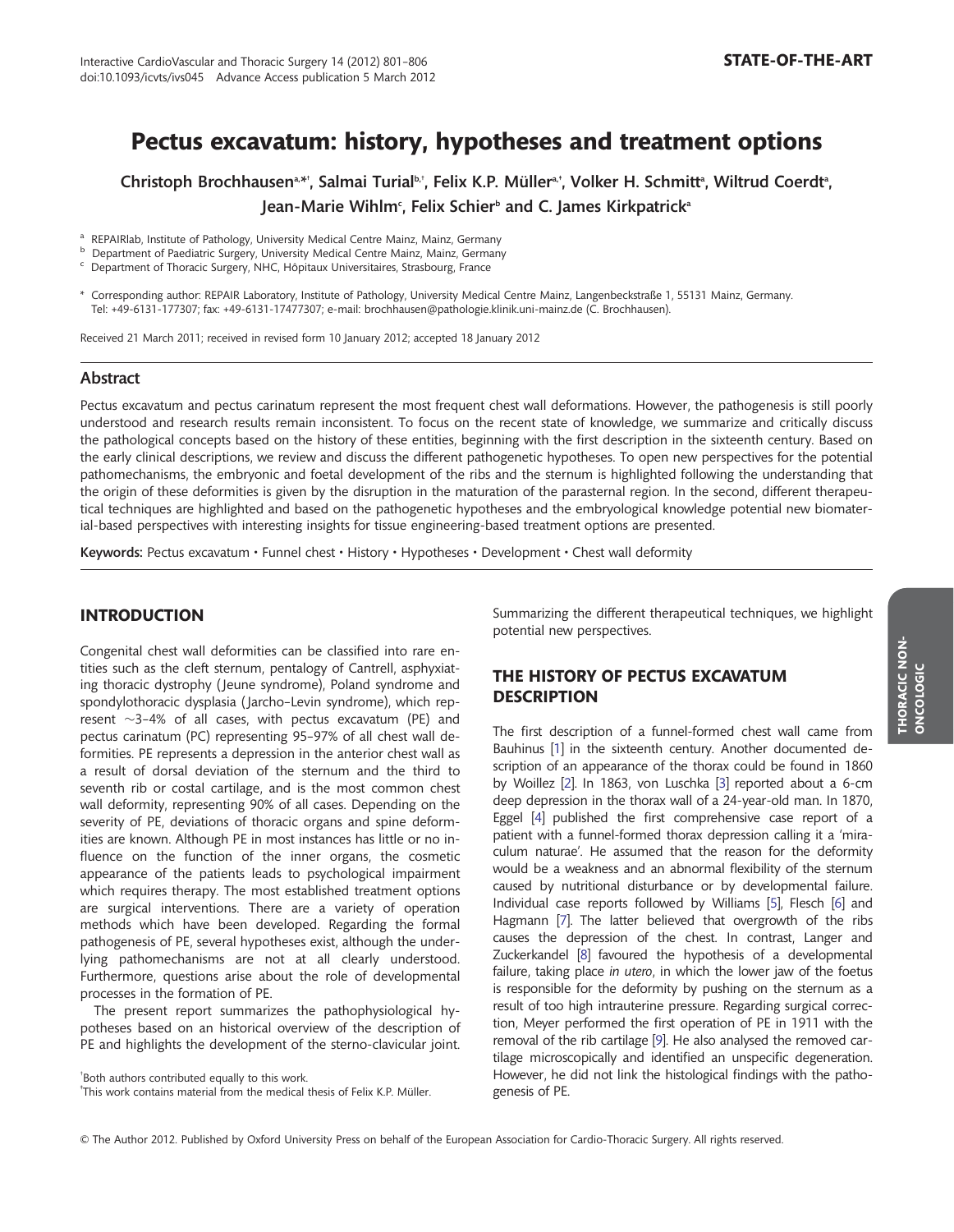STATE-OF-THE-ART

# Pectus excavatum: history, hypotheses and treatment options

Christoph Brochhausen[a,*,†], Salmai Turial[b,†], Felix K.P. Müller[a,‡], Volker H. Schmitt[a], Wiltrud Coerdt[a], Jean-Marie Wihlm[c], Felix Schier[b] and C. James Kirkpatrick[a]

[a] REPAIRlab, Institute of Pathology, University Medical Centre Mainz, Mainz, Germany
[b] Department of Paediatric Surgery, University Medical Centre Mainz, Mainz, Germany
[c] Department of Thoracic Surgery, NHC, Hôpitaux Universitaires, Strasbourg, France

\* Corresponding author: REPAIR Laboratory, Institute of Pathology, University Medical Centre Mainz, Langenbeckstraße 1, 55131 Mainz, Germany. Tel: +49-6131-177307; fax: +49-6131-17477307; e-mail: brochhausen@pathologie.klinik.uni-mainz.de (C. Brochhausen).

Received 21 March 2011; received in revised form 10 January 2012; accepted 18 January 2012

## Abstract

Pectus excavatum and pectus carinatum represent the most frequent chest wall deformations. However, the pathogenesis is still poorly understood and research results remain inconsistent. To focus on the recent state of knowledge, we summarize and critically discuss the pathological concepts based on the history of these entities, beginning with the first description in the sixteenth century. Based on the early clinical descriptions, we review and discuss the different pathogenetic hypotheses. To open new perspectives for the potential pathomechanisms, the embryonic and foetal development of the ribs and the sternum is highlighted following the understanding that the origin of these deformities is given by the disruption in the maturation of the parasternal region. In the second, different therapeutical techniques are highlighted and based on the pathogenetic hypotheses and the embryological knowledge potential new biomaterial-based perspectives with interesting insights for tissue engineering-based treatment options are presented.

**Keywords:** Pectus excavatum • Funnel chest • History • Hypotheses • Development • Chest wall deformity

## INTRODUCTION

Congenital chest wall deformities can be classified into rare entities such as the cleft sternum, pentalogy of Cantrell, asphyxiating thoracic dystrophy (Jeune syndrome), Poland syndrome and spondylothoracic dysplasia (Jarcho–Levin syndrome), which represent ~3–4% of all cases, with pectus excavatum (PE) and pectus carinatum (PC) representing 95–97% of all chest wall deformities. PE represents a depression in the anterior chest wall as a result of dorsal deviation of the sternum and the third to seventh rib or costal cartilage, and is the most common chest wall deformity, representing 90% of all cases. Depending on the severity of PE, deviations of thoracic organs and spine deformities are known. Although PE in most instances has little or no influence on the function of the inner organs, the cosmetic appearance of the patients leads to psychological impairment which requires therapy. The most established treatment options are surgical interventions. There are a variety of operation methods which have been developed. Regarding the formal pathogenesis of PE, several hypotheses exist, although the underlying pathomechanisms are not at all clearly understood. Furthermore, questions arise about the role of developmental processes in the formation of PE.

The present report summarizes the pathophysiological hypotheses based on an historical overview of the description of PE and highlights the development of the sterno-clavicular joint. Summarizing the different therapeutical techniques, we highlight potential new perspectives.

## THE HISTORY OF PECTUS EXCAVATUM DESCRIPTION

The first description of a funnel-formed chest wall came from Bauhinus [1] in the sixteenth century. Another documented description of an appearance of the thorax could be found in 1860 by Woillez [2]. In 1863, von Luschka [3] reported about a 6-cm deep depression in the thorax wall of a 24-year-old man. In 1870, Eggel [4] published the first comprehensive case report of a patient with a funnel-formed thorax depression calling it a 'miraculum naturae'. He assumed that the reason for the deformity would be a weakness and an abnormal flexibility of the sternum caused by nutritional disturbance or by developmental failure. Individual case reports followed by Williams [5], Flesch [6] and Hagmann [7]. The latter believed that overgrowth of the ribs causes the depression of the chest. In contrast, Langer and Zuckerkandel [8] favoured the hypothesis of a developmental failure, taking place *in utero*, in which the lower jaw of the foetus is responsible for the deformity by pushing on the sternum as a result of too high intrauterine pressure. Regarding surgical correction, Meyer performed the first operation of PE in 1911 with the removal of the rib cartilage [9]. He also analysed the removed cartilage microscopically and identified an unspecific degeneration. However, he did not link the histological findings with the pathogenesis of PE.

[†] Both authors contributed equally to this work.
[‡] This work contains material from the medical thesis of Felix K.P. Müller.

© The Author 2012. Published by Oxford University Press on behalf of the European Association for Cardio-Thoracic Surgery. All rights reserved.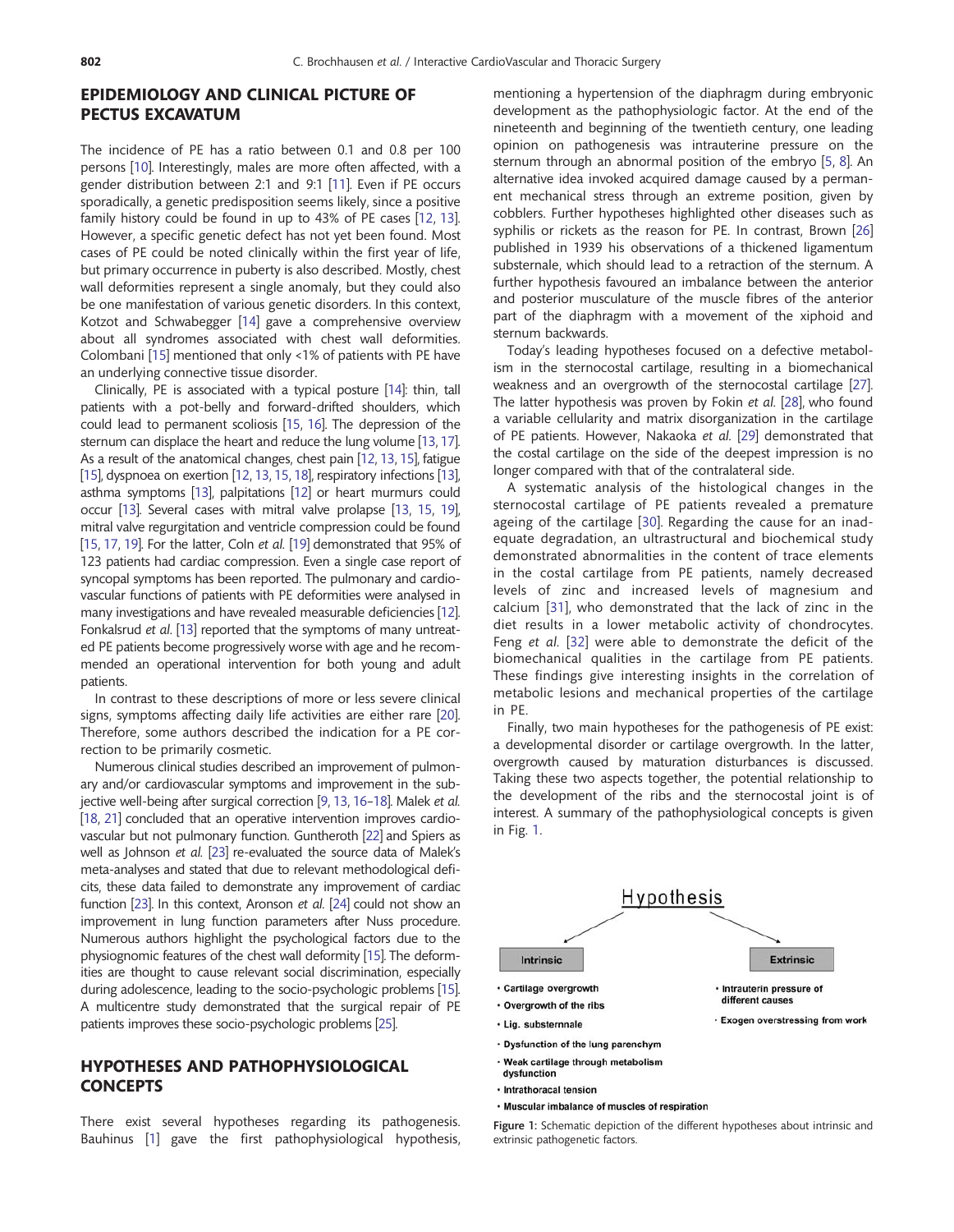## EPIDEMIOLOGY AND CLINICAL PICTURE OF PECTUS EXCAVATUM

The incidence of PE has a ratio between 0.1 and 0.8 per 100 persons [10]. Interestingly, males are more often affected, with a gender distribution between 2:1 and 9:1 [11]. Even if PE occurs sporadically, a genetic predisposition seems likely, since a positive family history could be found in up to 43% of PE cases [12, 13]. However, a specific genetic defect has not yet been found. Most cases of PE could be noted clinically within the first year of life, but primary occurrence in puberty is also described. Mostly, chest wall deformities represent a single anomaly, but they could also be one manifestation of various genetic disorders. In this context, Kotzot and Schwabegger [14] gave a comprehensive overview about all syndromes associated with chest wall deformities. Colombani [15] mentioned that only <1% of patients with PE have an underlying connective tissue disorder.

Clinically, PE is associated with a typical posture [14]: thin, tall patients with a pot-belly and forward-drifted shoulders, which could lead to permanent scoliosis [15, 16]. The depression of the sternum can displace the heart and reduce the lung volume [13, 17]. As a result of the anatomical changes, chest pain [12, 13, 15], fatigue [15], dyspnoea on exertion [12, 13, 15, 18], respiratory infections [13], asthma symptoms [13], palpitations [12] or heart murmurs could occur [13]. Several cases with mitral valve prolapse [13, 15, 19], mitral valve regurgitation and ventricle compression could be found [15, 17, 19]. For the latter, Coln *et al.* [19] demonstrated that 95% of 123 patients had cardiac compression. Even a single case report of syncopal symptoms has been reported. The pulmonary and cardiovascular functions of patients with PE deformities were analysed in many investigations and have revealed measurable deficiencies [12]. Fonkalsrud *et al.* [13] reported that the symptoms of many untreated PE patients become progressively worse with age and he recommended an operational intervention for both young and adult patients.

In contrast to these descriptions of more or less severe clinical signs, symptoms affecting daily life activities are either rare [20]. Therefore, some authors described the indication for a PE correction to be primarily cosmetic.

Numerous clinical studies described an improvement of pulmonary and/or cardiovascular symptoms and improvement in the subjective well-being after surgical correction [9, 13, 16–18]. Malek *et al.* [18, 21] concluded that an operative intervention improves cardiovascular but not pulmonary function. Guntheroth [22] and Spiers as well as Johnson *et al.* [23] re-evaluated the source data of Malek's meta-analyses and stated that due to relevant methodological deficits, these data failed to demonstrate any improvement of cardiac function [23]. In this context, Aronson *et al.* [24] could not show an improvement in lung function parameters after Nuss procedure. Numerous authors highlight the psychological factors due to the physiognomic features of the chest wall deformity [15]. The deformities are thought to cause relevant social discrimination, especially during adolescence, leading to the socio-psychologic problems [15]. A multicentre study demonstrated that the surgical repair of PE patients improves these socio-psychologic problems [25].

## HYPOTHESES AND PATHOPHYSIOLOGICAL CONCEPTS

There exist several hypotheses regarding its pathogenesis. Bauhinus [1] gave the first pathophysiological hypothesis, mentioning a hypertension of the diaphragm during embryonic development as the pathophysiologic factor. At the end of the nineteenth and beginning of the twentieth century, one leading opinion on pathogenesis was intrauterine pressure on the sternum through an abnormal position of the embryo [5, 8]. An alternative idea invoked acquired damage caused by a permanent mechanical stress through an extreme position, given by cobblers. Further hypotheses highlighted other diseases such as syphilis or rickets as the reason for PE. In contrast, Brown [26] published in 1939 his observations of a thickened ligamentum substernale, which should lead to a retraction of the sternum. A further hypothesis favoured an imbalance between the anterior and posterior musculature of the muscle fibres of the anterior part of the diaphragm with a movement of the xiphoid and sternum backwards.

Today's leading hypotheses focused on a defective metabolism in the sternocostal cartilage, resulting in a biomechanical weakness and an overgrowth of the sternocostal cartilage [27]. The latter hypothesis was proven by Fokin *et al.* [28], who found a variable cellularity and matrix disorganization in the cartilage of PE patients. However, Nakaoka *et al.* [29] demonstrated that the costal cartilage on the side of the deepest impression is no longer compared with that of the contralateral side.

A systematic analysis of the histological changes in the sternocostal cartilage of PE patients revealed a premature ageing of the cartilage [30]. Regarding the cause for an inadequate degradation, an ultrastructural and biochemical study demonstrated abnormalities in the content of trace elements in the costal cartilage from PE patients, namely decreased levels of zinc and increased levels of magnesium and calcium [31], who demonstrated that the lack of zinc in the diet results in a lower metabolic activity of chondrocytes. Feng *et al.* [32] were able to demonstrate the deficit of the biomechanical qualities in the cartilage from PE patients. These findings give interesting insights in the correlation of metabolic lesions and mechanical properties of the cartilage in PE.

Finally, two main hypotheses for the pathogenesis of PE exist: a developmental disorder or cartilage overgrowth. In the latter, overgrowth caused by maturation disturbances is discussed. Taking these two aspects together, the potential relationship to the development of the ribs and the sternocostal joint is of interest. A summary of the pathophysiological concepts is given in Fig. 1.

Hypothesis

Intrinsic
- Cartilage overgrowth
- Overgrowth of the ribs
- Lig. substernnale
- Dysfunction of the lung parenchym
- Weak cartilage through metabolism dysfunction
- Intrathoracal tension
- Muscular imbalance of muscles of respiration

Extrinsic
- Intrauterin pressure of different causes
- Exogen overstressing from work

**Figure 1:** Schematic depiction of the different hypotheses about intrinsic and extrinsic pathogenetic factors.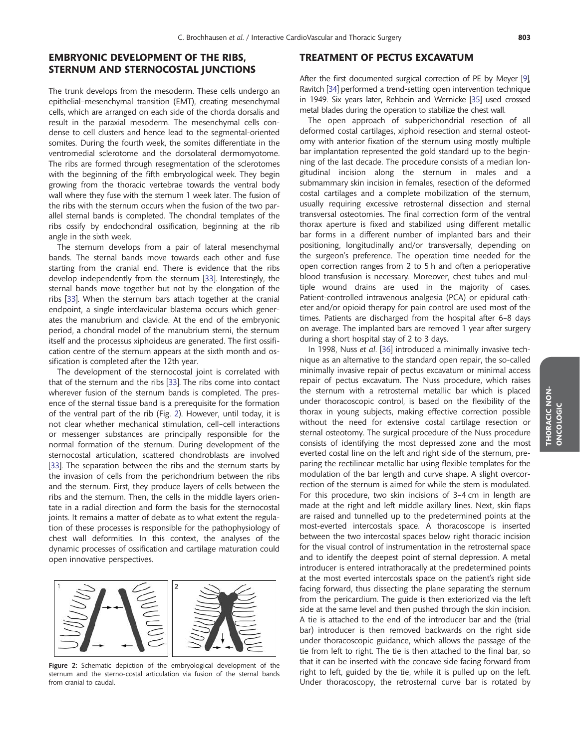## EMBRYONIC DEVELOPMENT OF THE RIBS, STERNUM AND STERNOCOSTAL JUNCTIONS

The trunk develops from the mesoderm. These cells undergo an epithelial–mesenchymal transition (EMT), creating mesenchymal cells, which are arranged on each side of the chorda dorsalis and result in the paraxial mesoderm. The mesenchymal cells condense to cell clusters and hence lead to the segmental-oriented somites. During the fourth week, the somites differentiate in the ventromedial sclerotome and the dorsolateral dermomyotome. The ribs are formed through resegmentation of the sclerotomes with the beginning of the fifth embryological week. They begin growing from the thoracic vertebrae towards the ventral body wall where they fuse with the sternum 1 week later. The fusion of the ribs with the sternum occurs when the fusion of the two parallel sternal bands is completed. The chondral templates of the ribs ossify by endochondral ossification, beginning at the rib angle in the sixth week.

The sternum develops from a pair of lateral mesenchymal bands. The sternal bands move towards each other and fuse starting from the cranial end. There is evidence that the ribs develop independently from the sternum [33]. Interestingly, the sternal bands move together but not by the elongation of the ribs [33]. When the sternum bars attach together at the cranial endpoint, a single interclavicular blastema occurs which generates the manubrium and clavicle. At the end of the embryonic period, a chondral model of the manubrium sterni, the sternum itself and the processus xiphoideus are generated. The first ossification centre of the sternum appears at the sixth month and ossification is completed after the 12th year.

The development of the sternocostal joint is correlated with that of the sternum and the ribs [33]. The ribs come into contact wherever fusion of the sternum bands is completed. The presence of the sternal tissue band is a prerequisite for the formation of the ventral part of the rib (Fig. 2). However, until today, it is not clear whether mechanical stimulation, cell–cell interactions or messenger substances are principally responsible for the normal formation of the sternum. During development of the sternocostal articulation, scattered chondroblasts are involved [33]. The separation between the ribs and the sternum starts by the invasion of cells from the perichondrium between the ribs and the sternum. First, they produce layers of cells between the ribs and the sternum. Then, the cells in the middle layers orientate in a radial direction and form the basis for the sternocostal joints. It remains a matter of debate as to what extent the regulation of these processes is responsible for the pathophysiology of chest wall deformities. In this context, the analyses of the dynamic processes of ossification and cartilage maturation could open innovative perspectives.

**Figure 2:** Schematic depiction of the embryological development of the sternum and the sterno-costal articulation via fusion of the sternal bands from cranial to caudal.

## TREATMENT OF PECTUS EXCAVATUM

After the first documented surgical correction of PE by Meyer [9], Ravitch [34] performed a trend-setting open intervention technique in 1949. Six years later, Rehbein and Wernicke [35] used crossed metal blades during the operation to stabilize the chest wall.

The open approach of subperichondrial resection of all deformed costal cartilages, xiphoid resection and sternal osteotomy with anterior fixation of the sternum using mostly multiple bar implantation represented the gold standard up to the beginning of the last decade. The procedure consists of a median longitudinal incision along the sternum in males and a submammary skin incision in females, resection of the deformed costal cartilages and a complete mobilization of the sternum, usually requiring excessive retrosternal dissection and sternal transversal osteotomies. The final correction form of the ventral thorax aperture is fixed and stabilized using different metallic bar forms in a different number of implanted bars and their positioning, longitudinally and/or transversally, depending on the surgeon's preference. The operation time needed for the open correction ranges from 2 to 5 h and often a perioperative blood transfusion is necessary. Moreover, chest tubes and multiple wound drains are used in the majority of cases. Patient-controlled intravenous analgesia (PCA) or epidural catheter and/or opioid therapy for pain control are used most of the times. Patients are discharged from the hospital after 6–8 days on average. The implanted bars are removed 1 year after surgery during a short hospital stay of 2 to 3 days.

In 1998, Nuss *et al*. [36] introduced a minimally invasive technique as an alternative to the standard open repair, the so-called minimally invasive repair of pectus excavatum or minimal access repair of pectus excavatum. The Nuss procedure, which raises the sternum with a retrosternal metallic bar which is placed under thoracoscopic control, is based on the flexibility of the thorax in young subjects, making effective correction possible without the need for extensive costal cartilage resection or sternal osteotomy. The surgical procedure of the Nuss procedure consists of identifying the most depressed zone and the most everted costal line on the left and right side of the sternum, preparing the rectilinear metallic bar using flexible templates for the modulation of the bar length and curve shape. A slight overcorrection of the sternum is aimed for while the stem is modulated. For this procedure, two skin incisions of 3–4 cm in length are made at the right and left middle axillary lines. Next, skin flaps are raised and tunnelled up to the predetermined points at the most-everted intercostals space. A thoracoscope is inserted between the two intercostal spaces below right thoracic incision for the visual control of instrumentation in the retrosternal space and to identify the deepest point of sternal depression. A metal introducer is entered intrathoracally at the predetermined points at the most everted intercostals space on the patient's right side facing forward, thus dissecting the plane separating the sternum from the pericardium. The guide is then exteriorized via the left side at the same level and then pushed through the skin incision. A tie is attached to the end of the introducer bar and the (trial bar) introducer is then removed backwards on the right side under thoracoscopic guidance, which allows the passage of the tie from left to right. The tie is then attached to the final bar, so that it can be inserted with the concave side facing forward from right to left, guided by the tie, while it is pulled up on the left. Under thoracoscopy, the retrosternal curve bar is rotated by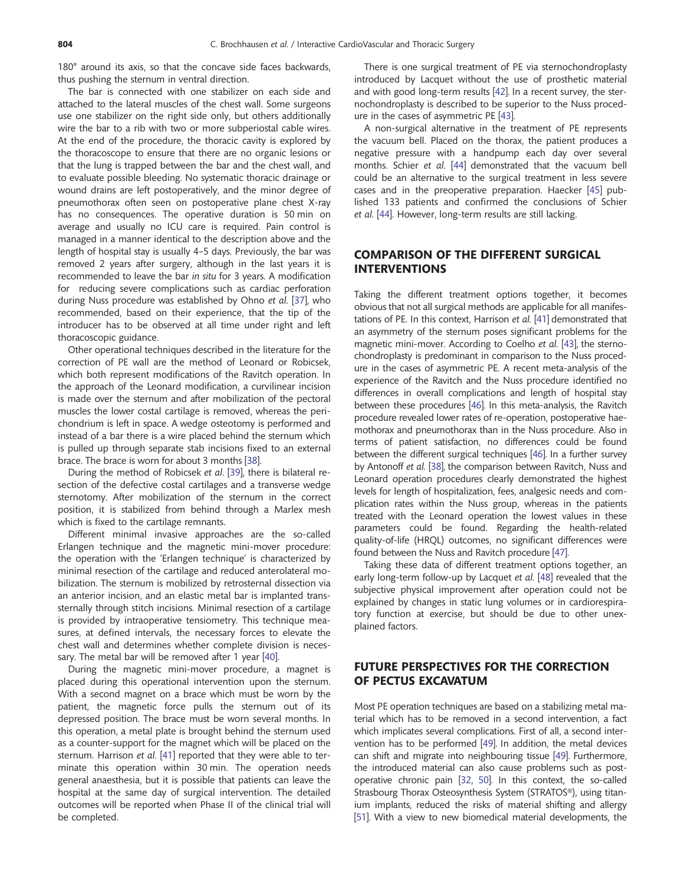180° around its axis, so that the concave side faces backwards, thus pushing the sternum in ventral direction.

The bar is connected with one stabilizer on each side and attached to the lateral muscles of the chest wall. Some surgeons use one stabilizer on the right side only, but others additionally wire the bar to a rib with two or more subperiostal cable wires. At the end of the procedure, the thoracic cavity is explored by the thoracoscope to ensure that there are no organic lesions or that the lung is trapped between the bar and the chest wall, and to evaluate possible bleeding. No systematic thoracic drainage or wound drains are left postoperatively, and the minor degree of pneumothorax often seen on postoperative plane chest X-ray has no consequences. The operative duration is 50 min on average and usually no ICU care is required. Pain control is managed in a manner identical to the description above and the length of hospital stay is usually 4–5 days. Previously, the bar was removed 2 years after surgery, although in the last years it is recommended to leave the bar *in situ* for 3 years. A modification for reducing severe complications such as cardiac perforation during Nuss procedure was established by Ohno *et al.* [37], who recommended, based on their experience, that the tip of the introducer has to be observed at all time under right and left thoracoscopic guidance.

Other operational techniques described in the literature for the correction of PE wall are the method of Leonard or Robicsek, which both represent modifications of the Ravitch operation. In the approach of the Leonard modification, a curvilinear incision is made over the sternum and after mobilization of the pectoral muscles the lower costal cartilage is removed, whereas the perichondrium is left in space. A wedge osteotomy is performed and instead of a bar there is a wire placed behind the sternum which is pulled up through separate stab incisions fixed to an external brace. The brace is worn for about 3 months [38].

During the method of Robicsek *et al*. [39], there is bilateral resection of the defective costal cartilages and a transverse wedge sternotomy. After mobilization of the sternum in the correct position, it is stabilized from behind through a Marlex mesh which is fixed to the cartilage remnants.

Different minimal invasive approaches are the so-called Erlangen technique and the magnetic mini-mover procedure: the operation with the 'Erlangen technique' is characterized by minimal resection of the cartilage and reduced anterolateral mobilization. The sternum is mobilized by retrosternal dissection via an anterior incision, and an elastic metal bar is implanted transsternally through stitch incisions. Minimal resection of a cartilage is provided by intraoperative tensiometry. This technique measures, at defined intervals, the necessary forces to elevate the chest wall and determines whether complete division is necessary. The metal bar will be removed after 1 year [40].

During the magnetic mini-mover procedure, a magnet is placed during this operational intervention upon the sternum. With a second magnet on a brace which must be worn by the patient, the magnetic force pulls the sternum out of its depressed position. The brace must be worn several months. In this operation, a metal plate is brought behind the sternum used as a counter-support for the magnet which will be placed on the sternum. Harrison *et al.* [41] reported that they were able to terminate this operation within 30 min. The operation needs general anaesthesia, but it is possible that patients can leave the hospital at the same day of surgical intervention. The detailed outcomes will be reported when Phase II of the clinical trial will be completed.

There is one surgical treatment of PE via sternochondroplasty introduced by Lacquet without the use of prosthetic material and with good long-term results [42]. In a recent survey, the sternochondroplasty is described to be superior to the Nuss procedure in the cases of asymmetric PE [43].

A non-surgical alternative in the treatment of PE represents the vacuum bell. Placed on the thorax, the patient produces a negative pressure with a handpump each day over several months. Schier *et al.* [44] demonstrated that the vacuum bell could be an alternative to the surgical treatment in less severe cases and in the preoperative preparation. Haecker [45] published 133 patients and confirmed the conclusions of Schier *et al.* [44]. However, long-term results are still lacking.

## COMPARISON OF THE DIFFERENT SURGICAL INTERVENTIONS

Taking the different treatment options together, it becomes obvious that not all surgical methods are applicable for all manifestations of PE. In this context, Harrison *et al.* [41] demonstrated that an asymmetry of the sternum poses significant problems for the magnetic mini-mover. According to Coelho *et al.* [43], the sternochondroplasty is predominant in comparison to the Nuss procedure in the cases of asymmetric PE. A recent meta-analysis of the experience of the Ravitch and the Nuss procedure identified no differences in overall complications and length of hospital stay between these procedures [46]. In this meta-analysis, the Ravitch procedure revealed lower rates of re-operation, postoperative haemothorax and pneumothorax than in the Nuss procedure. Also in terms of patient satisfaction, no differences could be found between the different surgical techniques [46]. In a further survey by Antonoff *et al.* [38], the comparison between Ravitch, Nuss and Leonard operation procedures clearly demonstrated the highest levels for length of hospitalization, fees, analgesic needs and complication rates within the Nuss group, whereas in the patients treated with the Leonard operation the lowest values in these parameters could be found. Regarding the health-related quality-of-life (HRQL) outcomes, no significant differences were found between the Nuss and Ravitch procedure [47].

Taking these data of different treatment options together, an early long-term follow-up by Lacquet *et al.* [48] revealed that the subjective physical improvement after operation could not be explained by changes in static lung volumes or in cardiorespiratory function at exercise, but should be due to other unexplained factors.

## FUTURE PERSPECTIVES FOR THE CORRECTION OF PECTUS EXCAVATUM

Most PE operation techniques are based on a stabilizing metal material which has to be removed in a second intervention, a fact which implicates several complications. First of all, a second intervention has to be performed [49]. In addition, the metal devices can shift and migrate into neighbouring tissue [49]. Furthermore, the introduced material can also cause problems such as postoperative chronic pain [32, 50]. In this context, the so-called Strasbourg Thorax Osteosynthesis System (STRATOS®), using titanium implants, reduced the risks of material shifting and allergy [51]. With a view to new biomedical material developments, the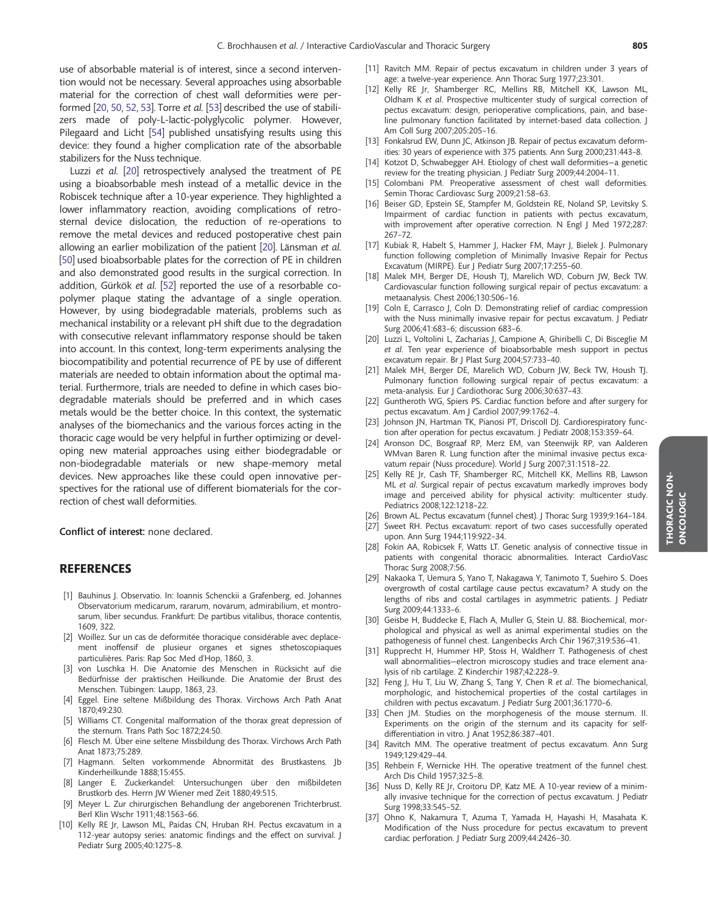use of absorbable material is of interest, since a second intervention would not be necessary. Several approaches using absorbable material for the correction of chest wall deformities were performed [20, 50, 52, 53]. Torre *et al.* [53] described the use of stabilizers made of poly-L-lactic-polyglycolic polymer. However, Pilegaard and Licht [54] published unsatisfying results using this device: they found a higher complication rate of the absorbable stabilizers for the Nuss technique.

Luzzi *et al.* [20] retrospectively analysed the treatment of PE using a bioabsorbable mesh instead of a metallic device in the Robiscek technique after a 10-year experience. They highlighted a lower inflammatory reaction, avoiding complications of retrosternal device dislocation, the reduction of re-operations to remove the metal devices and reduced postoperative chest pain allowing an earlier mobilization of the patient [20]. Länsman *et al.* [50] used bioabsorbable plates for the correction of PE in children and also demonstrated good results in the surgical correction. In addition, Gürkök *et al.* [52] reported the use of a resorbable copolymer plaque stating the advantage of a single operation. However, by using biodegradable materials, problems such as mechanical instability or a relevant pH shift due to the degradation with consecutive relevant inflammatory response should be taken into account. In this context, long-term experiments analysing the biocompatibility and potential recurrence of PE by use of different materials are needed to obtain information about the optimal material. Furthermore, trials are needed to define in which cases biodegradable materials should be preferred and in which cases metals would be the better choice. In this context, the systematic analyses of the biomechanics and the various forces acting in the thoracic cage would be very helpful in further optimizing or developing new material approaches using either biodegradable or non-biodegradable materials or new shape-memory metal devices. New approaches like these could open innovative perspectives for the rational use of different biomaterials for the correction of chest wall deformities.

**Conflict of interest:** none declared.

## REFERENCES

[1] Bauhinus J. Observatio. In: Ioannis Schenckii a Grafenberg, ed. Johannes Observatorium medicarum, rararum, novarum, admirabilium, et montrosarum, liber secundus. Frankfurt: De partibus vitalibus, thorace contentis, 1609, 322.

[2] Woillez. Sur un cas de deformitée thoracique considérable avec deplacement inoffensif de plusieur organes et signes sthetoscopiaques particulières. Paris: Rap Soc Med d'Hop, 1860, 3.

[3] von Luschka H. Die Anatomie des Menschen in Rücksicht auf die Bedürfnisse der praktischen Heilkunde. Die Anatomie der Brust des Menschen. Tübingen: Laupp, 1863, 23.

[4] Eggel. Eine seltene Mißbildung des Thorax. Virchows Arch Path Anat 1870;49:230.

[5] Williams CT. Congenital malformation of the thorax great depression of the sternum. Trans Path Soc 1872;24:50.

[6] Flesch M. Über eine seltene Missbildung des Thorax. Virchows Arch Path Anat 1873;75:289.

[7] Hagmann. Selten vorkommende Abnormität des Brustkastens. Jb Kinderheilkunde 1888;15:455.

[8] Langer E. Zuckerkandel: Untersuchungen über den mißbildeten Brustkorb des. Herrn JW Wiener med Zeit 1880;49:515.

[9] Meyer L. Zur chirurgischen Behandlung der angeborenen Trichterbrust. Berl Klin Wschr 1911;48:1563–66.

[10] Kelly RE Jr, Lawson ML, Paidas CN, Hruban RH. Pectus excavatum in a 112-year autopsy series: anatomic findings and the effect on survival. J Pediatr Surg 2005;40:1275–8.

[11] Ravitch MM. Repair of pectus excavatum in children under 3 years of age: a twelve-year experience. Ann Thorac Surg 1977;23:301.

[12] Kelly RE Jr, Shamberger RC, Mellins RB, Mitchell KK, Lawson ML, Oldham K *et al.* Prospective multicenter study of surgical correction of pectus excavatum: design, perioperative complications, pain, and baseline pulmonary function facilitated by internet-based data collection. J Am Coll Surg 2007;205:205–16.

[13] Fonkalsrud EW, Dunn JC, Atkinson JB. Repair of pectus excavatum deformities: 30 years of experience with 375 patients. Ann Surg 2000;231:443–8.

[14] Kotzot D, Schwabegger AH. Etiology of chest wall deformities—a genetic review for the treating physician. J Pediatr Surg 2009;44:2004–11.

[15] Colombani PM. Preoperative assessment of chest wall deformities. Semin Thorac Cardiovasc Surg 2009;21:58–63.

[16] Beiser GD, Epstein SE, Stampfer M, Goldstein RE, Noland SP, Levitsky S. Impairment of cardiac function in patients with pectus excavatum, with improvement after operative correction. N Engl J Med 1972;287: 267–72.

[17] Kubiak R, Habelt S, Hammer J, Hacker FM, Mayr J, Bielek J. Pulmonary function following completion of Minimally Invasive Repair for Pectus Excavatum (MIRPE). Eur J Pediatr Surg 2007;17:255–60.

[18] Malek MH, Berger DE, Housh TJ, Marelich WD, Coburn JW, Beck TW. Cardiovascular function following surgical repair of pectus excavatum: a metaanalysis. Chest 2006;130:506–16.

[19] Coln E, Carrasco J, Coln D. Demonstrating relief of cardiac compression with the Nuss minimally invasive repair for pectus excavatum. J Pediatr Surg 2006;41:683–6; discussion 683–6.

[20] Luzzi L, Voltolini L, Zacharias J, Campione A, Ghiribelli C, Di Bisceglie M *et al.* Ten year experience of bioabsorbable mesh support in pectus excavatum repair. Br J Plast Surg 2004;57:733–40.

[21] Malek MH, Berger DE, Marelich WD, Coburn JW, Beck TW, Housh TJ. Pulmonary function following surgical repair of pectus excavatum: a meta-analysis. Eur J Cardiothorac Surg 2006;30:637–43.

[22] Guntheroth WG, Spiers PS. Cardiac function before and after surgery for pectus excavatum. Am J Cardiol 2007;99:1762–4.

[23] Johnson JN, Hartman TK, Pianosi PT, Driscoll DJ. Cardiorespiratory function after operation for pectus excavatum. J Pediatr 2008;153:359–64.

[24] Aronson DC, Bosgraaf RP, Merz EM, van Steenwijk RP, van Aalderen WMvan Baren R. Lung function after the minimal invasive pectus excavatum repair (Nuss procedure). World J Surg 2007;31:1518–22.

[25] Kelly RE Jr, Cash TF, Shamberger RC, Mitchell KK, Mellins RB, Lawson ML *et al.* Surgical repair of pectus excavatum markedly improves body image and perceived ability for physical activity: multicenter study. Pediatrics 2008;122:1218–22.

[26] Brown AL. Pectus excavatum (funnel chest). J Thorac Surg 1939;9:164–184.

[27] Sweet RH. Pectus excavatum: report of two cases successfully operated upon. Ann Surg 1944;119:922–34.

[28] Fokin AA, Robicsek F, Watts LT. Genetic analysis of connective tissue in patients with congenital thoracic abnormalities. Interact CardioVasc Thorac Surg 2008;7:56.

[29] Nakaoka T, Uemura S, Yano T, Nakagawa Y, Tanimoto T, Suehiro S. Does overgrowth of costal cartilage cause pectus excavatum? A study on the lengths of ribs and costal cartilages in asymmetric patients. J Pediatr Surg 2009;44:1333–6.

[30] Geisbe H, Buddecke E, Flach A, Muller G, Stein U. 88. Biochemical, morphological and physical as well as animal experimental studies on the pathogenesis of funnel chest. Langenbecks Arch Chir 1967;319:536–41.

[31] Rupprecht H, Hummer HP, Stoss H, Waldherr T. Pathogenesis of chest wall abnormalities—electron microscopy studies and trace element analysis of rib cartilage. Z Kinderchir 1987;42:228–9.

[32] Feng J, Hu T, Liu W, Zhang S, Tang Y, Chen R *et al.* The biomechanical, morphologic, and histochemical properties of the costal cartilages in children with pectus excavatum. J Pediatr Surg 2001;36:1770–6.

[33] Chen JM. Studies on the morphogenesis of the mouse sternum. II. Experiments on the origin of the sternum and its capacity for self-differentiation in vitro. J Anat 1952;86:387–401.

[34] Ravitch MM. The operative treatment of pectus excavatum. Ann Surg 1949;129:429–44.

[35] Rehbein F, Wernicke HH. The operative treatment of the funnel chest. Arch Dis Child 1957;32:5–8.

[36] Nuss D, Kelly RE Jr, Croitoru DP, Katz ME. A 10-year review of a minimally invasive technique for the correction of pectus excavatum. J Pediatr Surg 1998;33:545–52.

[37] Ohno K, Nakamura T, Azuma T, Yamada H, Hayashi H, Masahata K. Modification of the Nuss procedure for pectus excavatum to prevent cardiac perforation. J Pediatr Surg 2009;44:2426–30.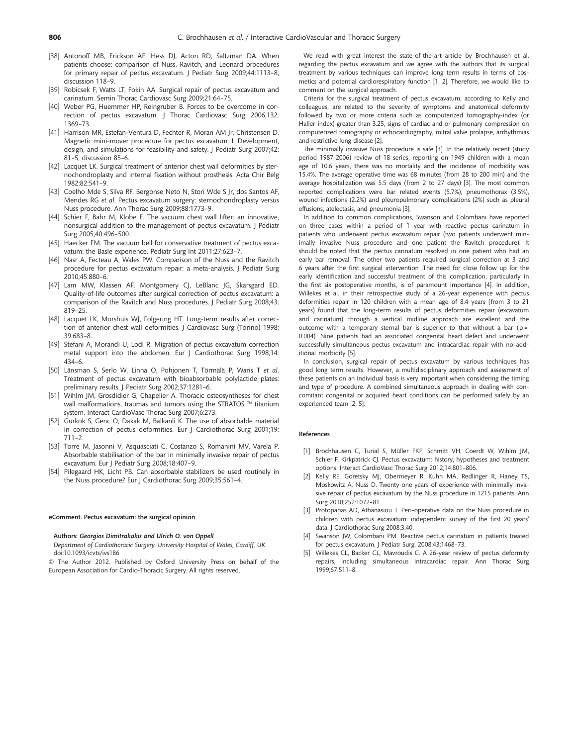[38] Antonoff MB, Erickson AE, Hess DJ, Acton RD, Saltzman DA. When patients choose: comparison of Nuss, Ravitch, and Leonard procedures for primary repair of pectus excavatum. J Pediatr Surg 2009;44:1113–8; discussion 118–9.

[39] Robicsek F, Watts LT, Fokin AA. Surgical repair of pectus excavatum and carinatum. Semin Thorac Cardiovasc Surg 2009;21:64–75.

[40] Weber PG, Huemmer HP, Reingruber B. Forces to be overcome in correction of pectus excavatum. J Thorac Cardiovasc Surg 2006;132: 1369–73.

[41] Harrison MR, Estefan-Ventura D, Fechter R, Moran AM Jr, Christensen D. Magnetic mini-mover procedure for pectus excavatum: I. Development, design, and simulations for feasibility and safety. J Pediatr Surg 2007;42: 81–5; discussion 85–6.

[42] Lacquet LK. Surgical treatment of anterior chest wall deformities by sternochondroplasty and internal fixation without prosthesis. Acta Chir Belg 1982;82:541–9.

[43] Coelho Mde S, Silva RF, Bergonse Neto N, Stori Wde S Jr, dos Santos AF, Mendes RG *et al.* Pectus excavatum surgery: sternochondroplasty versus Nuss procedure. Ann Thorac Surg 2009;88:1773–9.

[44] Schier F, Bahr M, Klobe E. The vacuum chest wall lifter: an innovative, nonsurgical addition to the management of pectus excavatum. J Pediatr Surg 2005;40:496–500.

[45] Haecker FM. The vacuum bell for conservative treatment of pectus excavatum: the Basle experience. Pediatr Surg Int 2011;27:623–7.

[46] Nasr A, Fecteau A, Wales PW. Comparison of the Nuss and the Ravitch procedure for pectus excavatum repair: a meta-analysis. J Pediatr Surg 2010;45:880–6.

[47] Lam MW, Klassen AF, Montgomery CJ, LeBlanc JG, Skarsgard ED. Quality-of-life outcomes after surgical correction of pectus excavatum: a comparison of the Ravitch and Nuss procedures. J Pediatr Surg 2008;43: 819–25.

[48] Lacquet LK, Morshuis WJ, Folgering HT. Long-term results after correction of anterior chest wall deformities. J Cardiovasc Surg (Torino) 1998; 39:683–8.

[49] Stefani A, Morandi U, Lodi R. Migration of pectus excavatum correction metal support into the abdomen. Eur J Cardiothorac Surg 1998;14: 434–6.

[50] Länsman S, Serlo W, Linna O, Pohjonen T, Törmälä P, Waris T *et al.* Treatment of pectus excavatum with bioabsorbable polylactide plates: preliminary results. J Pediatr Surg 2002;37:1281–6.

[51] Wihlm JM, Grosdidier G, Chapelier A. Thoracic osteosyntheses for chest wall malformations, traumas and tumors using the STRATOS ™ titanium system. Interact CardioVasc Thorac Surg 2007;6:273.

[52] Gürkök S, Genc O, Dakak M, Balkanli K. The use of absorbable material in correction of pectus deformities. Eur J Cardiothorac Surg 2001;19: 711–2.

[53] Torre M, Jasonni V, Asquasciati C, Costanzo S, Romanini MV, Varela P. Absorbable stabilisation of the bar in minimally invasive repair of pectus excavatum. Eur J Pediatr Surg 2008;18:407–9.

[54] Pilegaard HK, Licht PB. Can absorbable stabilizers be used routinely in the Nuss procedure? Eur J Cardiothorac Surg 2009;35:561–4.

#### eComment. Pectus excavatum: the surgical opinion

**Authors:** ***Georgios Dimitrakakis and Ulrich O. von Oppell***

*Department of Cardiothoracic Surgery, University Hospital of Wales, Cardiff, UK*
doi:10.1093/icvts/ivs186

© The Author 2012. Published by Oxford University Press on behalf of the European Association for Cardio-Thoracic Surgery. All rights reserved.

We read with great interest the state-of-the-art article by Brochhausen et al. regarding the pectus excavatum and we agree with the authors that its surgical treatment by various techniques can improve long term results in terms of cosmetics and potential cardiorespiratory function [1, 2]. Therefore, we would like to comment on the surgical approach.

Criteria for the surgical treatment of pectus excavatum, according to Kelly and colleagues, are related to the severity of symptoms and anatomical deformity followed by two or more criteria such as computerized tomography-index (or Haller-index) greater than 3.25, signs of cardiac and or pulmonary compression on computerized tomography or echocardiography, mitral valve prolapse, arrhythmias and restrictive lung disease [2].

The minimally invasive Nuss procedure is safe [3]. In the relatively recent (study period 1987-2006) review of 18 series, reporting on 1949 children with a mean age of 10.6 years, there was no mortality and the incidence of morbidity was 15.4%. The average operative time was 68 minutes (from 28 to 200 min) and the average hospitalization was 5.5 days (from 2 to 27 days) [3]. The most common reported complications were bar related events (5.7%), pneumothorax (3.5%), wound infections (2.2%) and pleuropulmonary complications (2%) such as pleural effusions, atelectasis, and pneumonia [3].

In addition to common complications, Swanson and Colombani have reported on three cases within a period of 1 year with reactive pectus carinatum in patients who underwent pectus excavatum repair (two patients underwent minimally invasive Nuss procedure and one patient the Ravitch procedure). It should be noted that the pectus carinatum resolved in one patient who had an early bar removal. The other two patients required surgical correction at 3 and 6 years after the first surgical intervention .The need for close follow up for the early identification and successful treatment of this complication, particularly in the first six postoperative months, is of paramount importance [4]. In addition, Willekes et al. in their retrospective study of a 26-year experience with pectus deformities repair in 120 children with a mean age of 8.4 years (from 3 to 21 years) found that the long-term results of pectus deformities repair (excavatum and carinatum) through a vertical midline approach are excellent and the outcome with a temporary sternal bar is superior to that without a bar ($p = 0.004$). Nine patients had an associated congenital heart defect and underwent successfully simultaneous pectus excavatum and intracardiac repair with no additional morbidity [5].

In conclusion, surgical repair of pectus excavatum by various techniques has good long term results. However, a multidisciplinary approach and assessment of these patients on an individual basis is very important when considering the timing and type of procedure. A combined simultaneous approach in dealing with concomitant congenital or acquired heart conditions can be performed safely by an experienced team [2, 5].

#### References

[1] Brochhausen C, Turial S, Müller FKP, Schmitt VH, Coerdt W, Wihlm JM, Schier F, Kirkpatrick CJ. Pectus excavatum: history, hypotheses and treatment options. Interact CardioVasc Thorac Surg 2012;14:801–806.

[2] Kelly RE, Goretsky MJ, Obermeyer R, Kuhn MA, Redlinger R, Haney TS, Moskowitz A, Nuss D. Twenty-one years of experience with minimally invasive repair of pectus excavatum by the Nuss procedure in 1215 patients. Ann Surg 2010;252:1072–81.

[3] Protopapas AD, Athanasiou T. Peri-operative data on the Nuss procedure in children with pectus excavatum: independent survey of the first 20 years' data. J Cardiothorac Surg 2008;3:40.

[4] Swanson JW, Colombani PM. Reactive pectus carinatum in patients treated for pectus excavatum. J Pediatr Surg. 2008;43:1468–73.

[5] Willekes CL, Backer CL, Mavroudis C. A 26-year review of pectus deformity repairs, including simultaneous intracardiac repair. Ann Thorac Surg 1999;67:511–8.